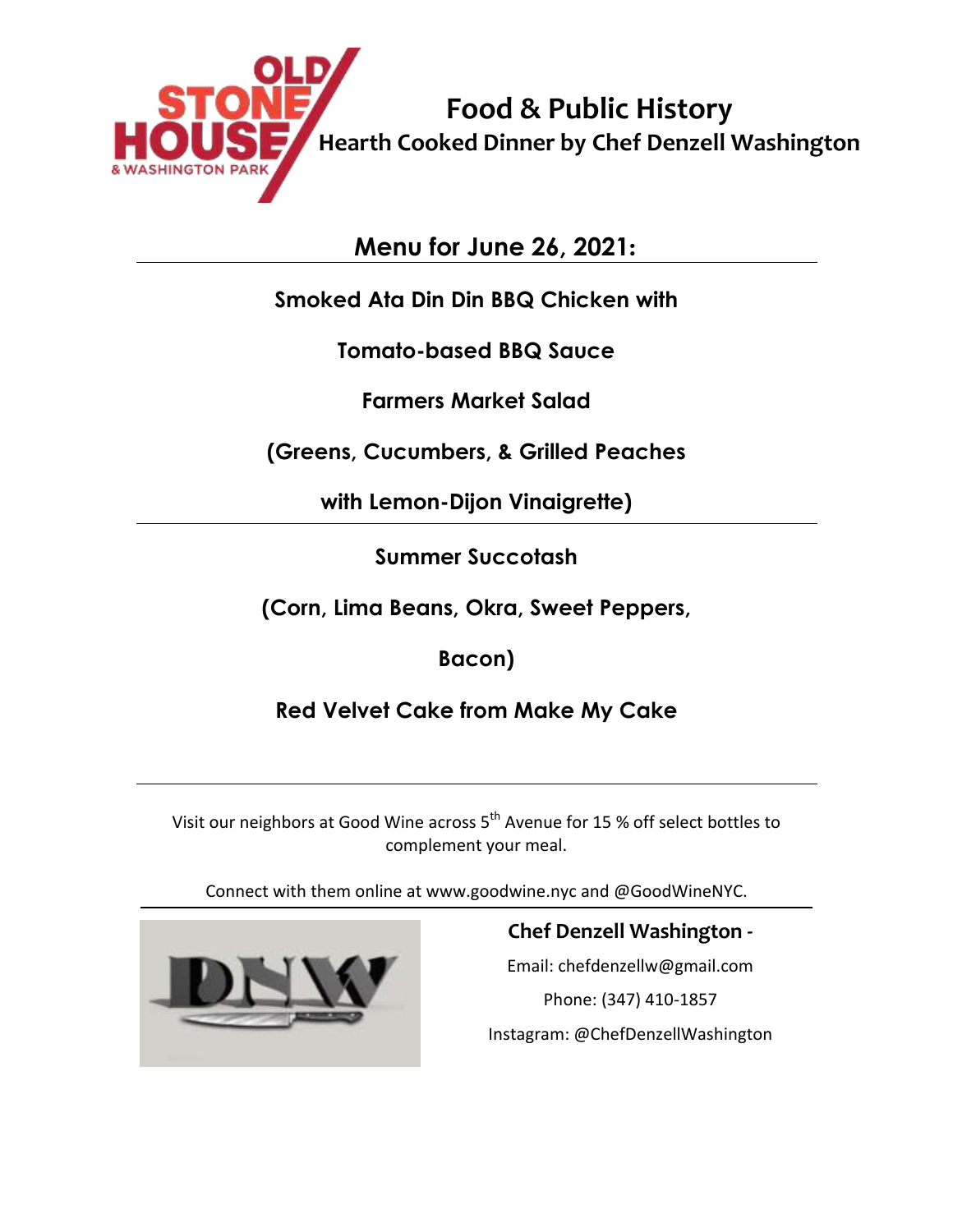OLD STONE HOUSE & WASHINGTON PARK

# Food & Public History

## Hearth Cooked Dinner by Chef Denzell Washington

---

## Menu for June 26, 2021:

**Smoked Ata Din Din BBQ Chicken with**

**Tomato-based BBQ Sauce**

**Farmers Market Salad**

**(Greens, Cucumbers, & Grilled Peaches**

**with Lemon-Dijon Vinaigrette)**

---

**Summer Succotash**

**(Corn, Lima Beans, Okra, Sweet Peppers,**

**Bacon)**

**Red Velvet Cake from Make My Cake**

---

Visit our neighbors at Good Wine across 5th Avenue for 15 % off select bottles to complement your meal.

Connect with them online at www.goodwine.nyc and @GoodWineNYC.

---

DNW

**Chef Denzell Washington -**

Email: chefdenzellw@gmail.com

Phone: (347) 410-1857

Instagram: @ChefDenzellWashington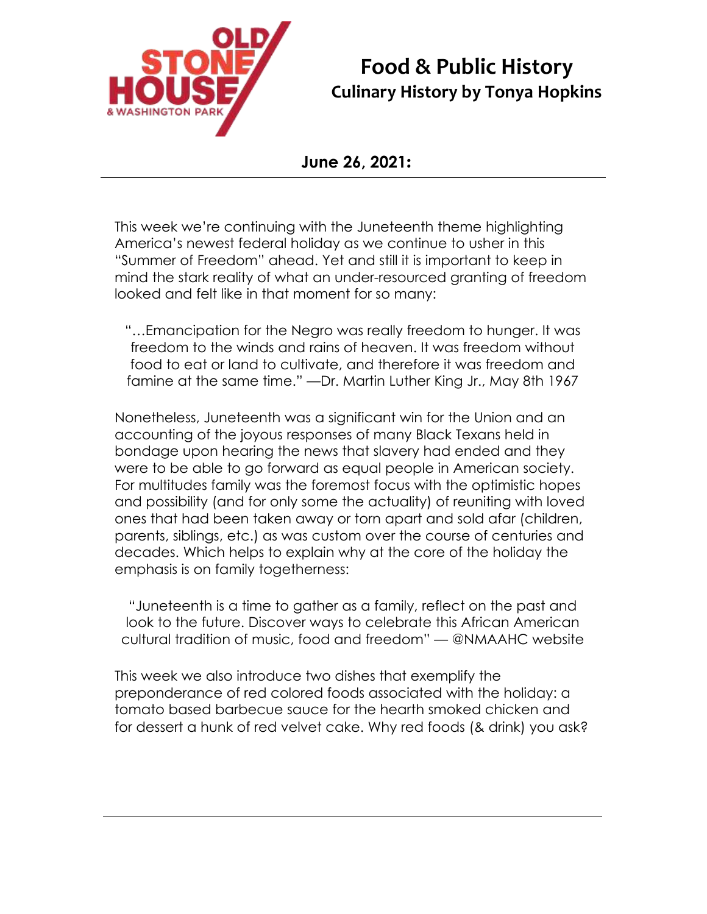# Food & Public History

## Culinary History by Tonya Hopkins

**June 26, 2021:**

This week we're continuing with the Juneteenth theme highlighting America's newest federal holiday as we continue to usher in this "Summer of Freedom" ahead. Yet and still it is important to keep in mind the stark reality of what an under-resourced granting of freedom looked and felt like in that moment for so many:

> "…Emancipation for the Negro was really freedom to hunger. It was freedom to the winds and rains of heaven. It was freedom without food to eat or land to cultivate, and therefore it was freedom and famine at the same time." —Dr. Martin Luther King Jr., May 8th 1967

Nonetheless, Juneteenth was a significant win for the Union and an accounting of the joyous responses of many Black Texans held in bondage upon hearing the news that slavery had ended and they were to be able to go forward as equal people in American society. For multitudes family was the foremost focus with the optimistic hopes and possibility (and for only some the actuality) of reuniting with loved ones that had been taken away or torn apart and sold afar (children, parents, siblings, etc.) as was custom over the course of centuries and decades. Which helps to explain why at the core of the holiday the emphasis is on family togetherness:

> "Juneteenth is a time to gather as a family, reflect on the past and look to the future. Discover ways to celebrate this African American cultural tradition of music, food and freedom" — @NMAAHC website

This week we also introduce two dishes that exemplify the preponderance of red colored foods associated with the holiday: a tomato based barbecue sauce for the hearth smoked chicken and for dessert a hunk of red velvet cake. Why red foods (& drink) you ask?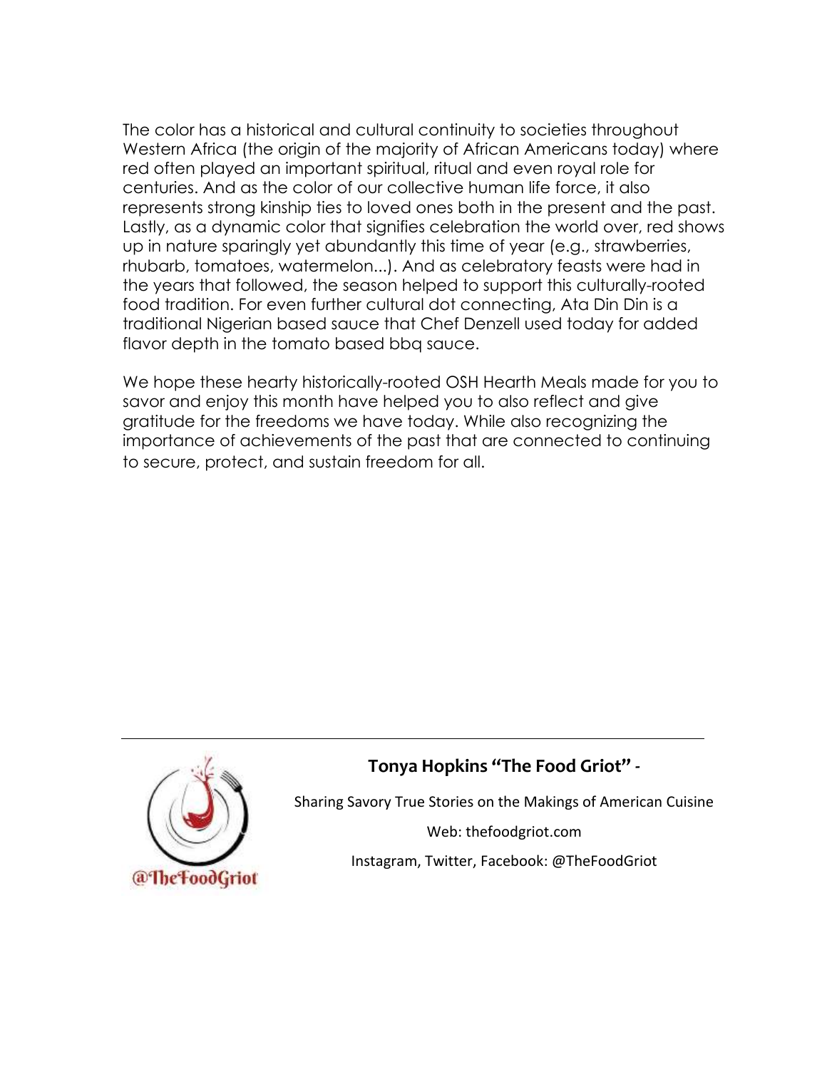The color has a historical and cultural continuity to societies throughout Western Africa (the origin of the majority of African Americans today) where red often played an important spiritual, ritual and even royal role for centuries. And as the color of our collective human life force, it also represents strong kinship ties to loved ones both in the present and the past. Lastly, as a dynamic color that signifies celebration the world over, red shows up in nature sparingly yet abundantly this time of year (e.g., strawberries, rhubarb, tomatoes, watermelon...). And as celebratory feasts were had in the years that followed, the season helped to support this culturally-rooted food tradition. For even further cultural dot connecting, Ata Din Din is a traditional Nigerian based sauce that Chef Denzell used today for added flavor depth in the tomato based bbq sauce.

We hope these hearty historically-rooted OSH Hearth Meals made for you to savor and enjoy this month have helped you to also reflect and give gratitude for the freedoms we have today. While also recognizing the importance of achievements of the past that are connected to continuing to secure, protect, and sustain freedom for all.

---

@TheFoodGriot

**Tonya Hopkins "The Food Griot" -**

Sharing Savory True Stories on the Makings of American Cuisine

Web: thefoodgriot.com

Instagram, Twitter, Facebook: @TheFoodGriot